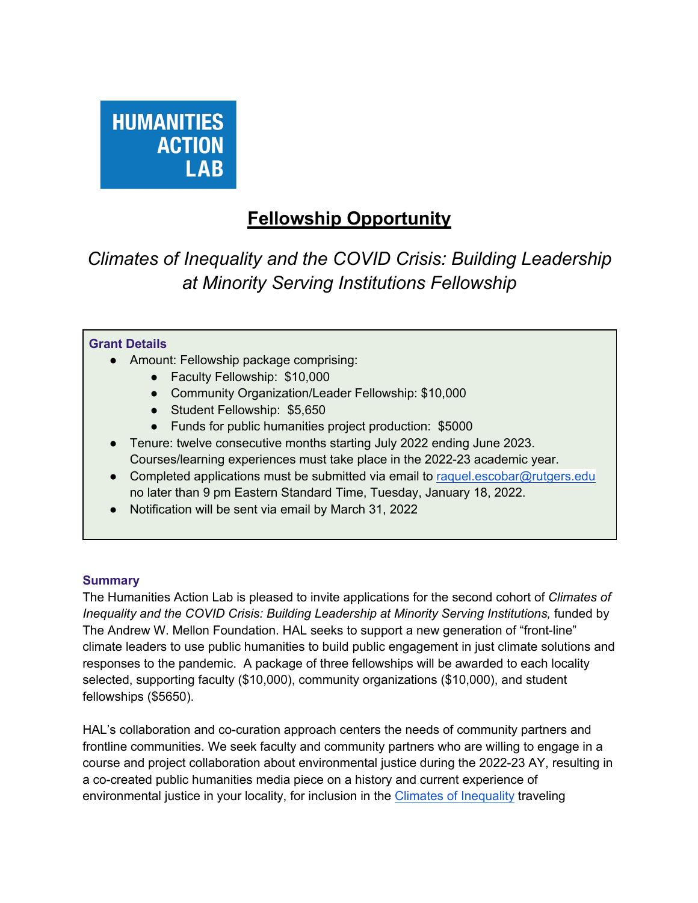**HUMANITIES ACTION LAB**

# Fellowship Opportunity

## *Climates of Inequality and the COVID Crisis: Building Leadership at Minority Serving Institutions Fellowship*

**Grant Details**

- Amount: Fellowship package comprising:
    - Faculty Fellowship: $10,000
    - Community Organization/Leader Fellowship: $10,000
    - Student Fellowship: $5,650
    - Funds for public humanities project production: $5000
- Tenure: twelve consecutive months starting July 2022 ending June 2023. Courses/learning experiences must take place in the 2022-23 academic year.
- Completed applications must be submitted via email to [raquel.escobar@rutgers.edu](mailto:raquel.escobar@rutgers.edu) no later than 9 pm Eastern Standard Time, Tuesday, January 18, 2022.
- Notification will be sent via email by March 31, 2022

### Summary

The Humanities Action Lab is pleased to invite applications for the second cohort of *Climates of Inequality and the COVID Crisis: Building Leadership at Minority Serving Institutions,* funded by The Andrew W. Mellon Foundation. HAL seeks to support a new generation of "front-line" climate leaders to use public humanities to build public engagement in just climate solutions and responses to the pandemic. A package of three fellowships will be awarded to each locality selected, supporting faculty ($10,000), community organizations ($10,000), and student fellowships ($5650).

HAL's collaboration and co-curation approach centers the needs of community partners and frontline communities. We seek faculty and community partners who are willing to engage in a course and project collaboration about environmental justice during the 2022-23 AY, resulting in a co-created public humanities media piece on a history and current experience of environmental justice in your locality, for inclusion in the Climates of Inequality traveling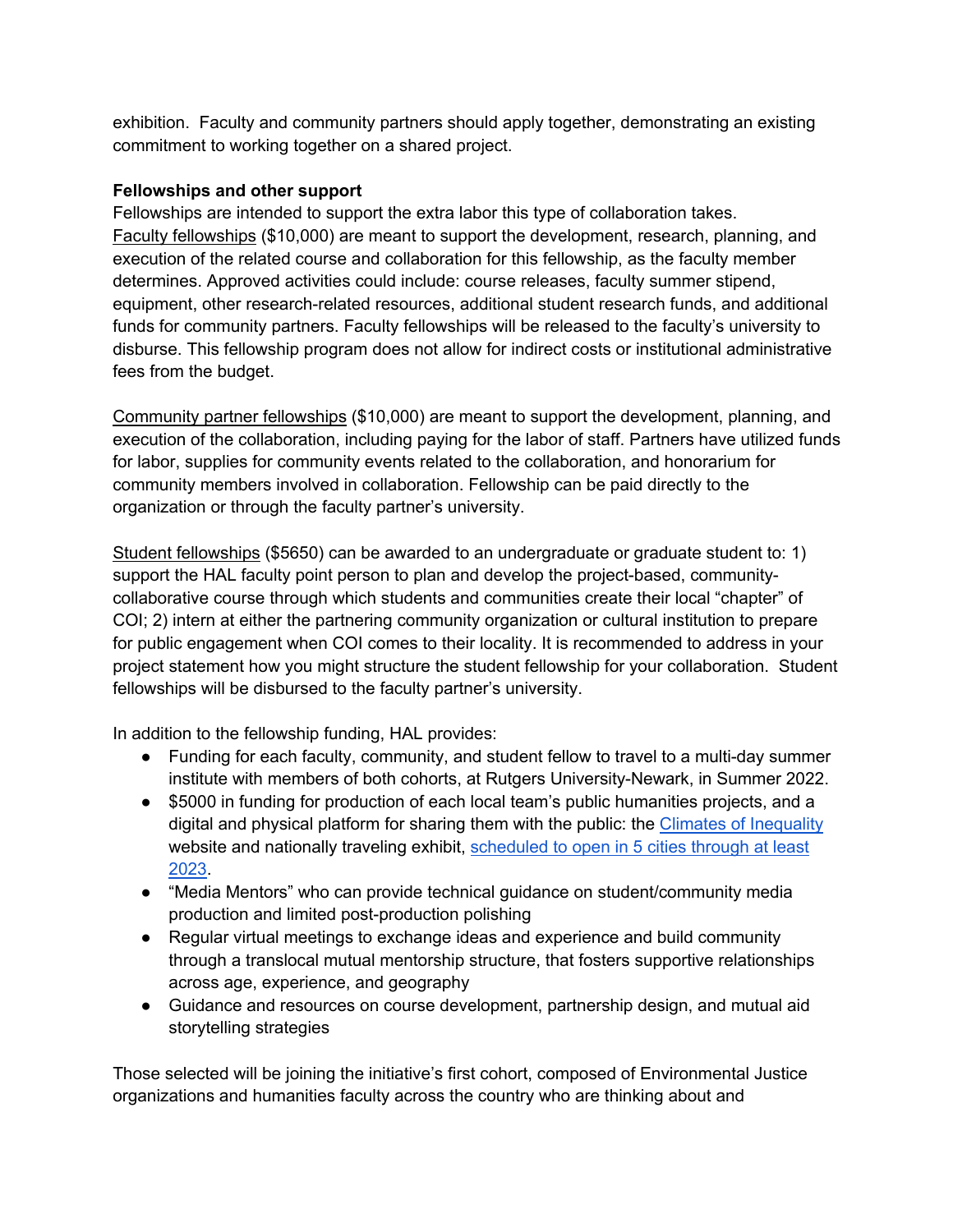exhibition. Faculty and community partners should apply together, demonstrating an existing commitment to working together on a shared project.

**Fellowships and other support**

Fellowships are intended to support the extra labor this type of collaboration takes. Faculty fellowships ($10,000) are meant to support the development, research, planning, and execution of the related course and collaboration for this fellowship, as the faculty member determines. Approved activities could include: course releases, faculty summer stipend, equipment, other research-related resources, additional student research funds, and additional funds for community partners. Faculty fellowships will be released to the faculty's university to disburse. This fellowship program does not allow for indirect costs or institutional administrative fees from the budget.

Community partner fellowships ($10,000) are meant to support the development, planning, and execution of the collaboration, including paying for the labor of staff. Partners have utilized funds for labor, supplies for community events related to the collaboration, and honorarium for community members involved in collaboration. Fellowship can be paid directly to the organization or through the faculty partner's university.

Student fellowships ($5650) can be awarded to an undergraduate or graduate student to: 1) support the HAL faculty point person to plan and develop the project-based, community-collaborative course through which students and communities create their local "chapter" of COI; 2) intern at either the partnering community organization or cultural institution to prepare for public engagement when COI comes to their locality. It is recommended to address in your project statement how you might structure the student fellowship for your collaboration. Student fellowships will be disbursed to the faculty partner's university.

In addition to the fellowship funding, HAL provides:

- Funding for each faculty, community, and student fellow to travel to a multi-day summer institute with members of both cohorts, at Rutgers University-Newark, in Summer 2022.
- $5000 in funding for production of each local team's public humanities projects, and a digital and physical platform for sharing them with the public: the Climates of Inequality website and nationally traveling exhibit, scheduled to open in 5 cities through at least 2023.
- "Media Mentors" who can provide technical guidance on student/community media production and limited post-production polishing
- Regular virtual meetings to exchange ideas and experience and build community through a translocal mutual mentorship structure, that fosters supportive relationships across age, experience, and geography
- Guidance and resources on course development, partnership design, and mutual aid storytelling strategies

Those selected will be joining the initiative's first cohort, composed of Environmental Justice organizations and humanities faculty across the country who are thinking about and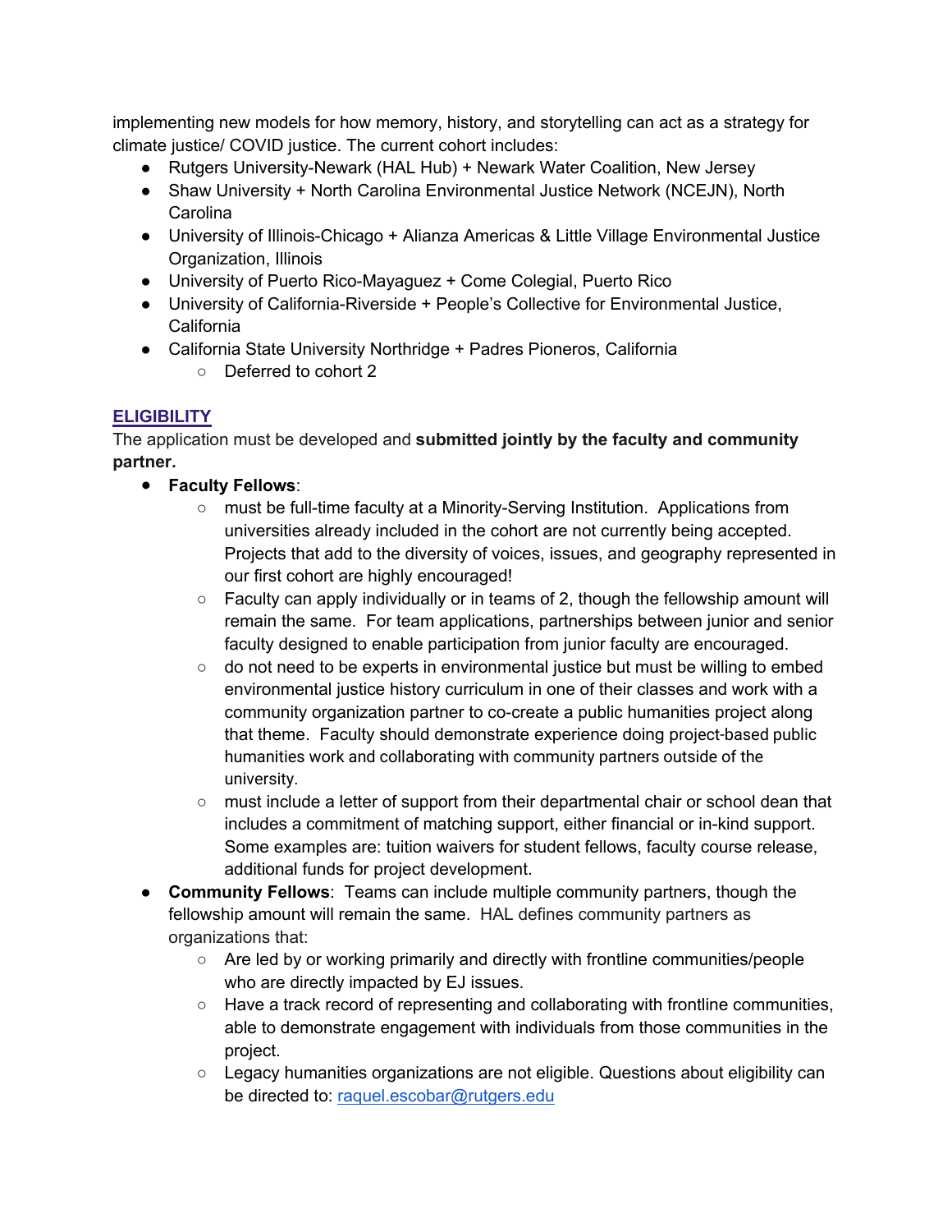implementing new models for how memory, history, and storytelling can act as a strategy for climate justice/ COVID justice. The current cohort includes:

- Rutgers University-Newark (HAL Hub) + Newark Water Coalition, New Jersey
- Shaw University + North Carolina Environmental Justice Network (NCEJN), North Carolina
- University of Illinois-Chicago + Alianza Americas & Little Village Environmental Justice Organization, Illinois
- University of Puerto Rico-Mayaguez + Come Colegial, Puerto Rico
- University of California-Riverside + People's Collective for Environmental Justice, California
- California State University Northridge + Padres Pioneros, California
    - Deferred to cohort 2

## ELIGIBILITY

The application must be developed and **submitted jointly by the faculty and community partner.**

- **Faculty Fellows**:
    - must be full-time faculty at a Minority-Serving Institution. Applications from universities already included in the cohort are not currently being accepted. Projects that add to the diversity of voices, issues, and geography represented in our first cohort are highly encouraged!
    - Faculty can apply individually or in teams of 2, though the fellowship amount will remain the same. For team applications, partnerships between junior and senior faculty designed to enable participation from junior faculty are encouraged.
    - do not need to be experts in environmental justice but must be willing to embed environmental justice history curriculum in one of their classes and work with a community organization partner to co-create a public humanities project along that theme. Faculty should demonstrate experience doing project-based public humanities work and collaborating with community partners outside of the university.
    - must include a letter of support from their departmental chair or school dean that includes a commitment of matching support, either financial or in-kind support. Some examples are: tuition waivers for student fellows, faculty course release, additional funds for project development.
- **Community Fellows**: Teams can include multiple community partners, though the fellowship amount will remain the same. HAL defines community partners as organizations that:
    - Are led by or working primarily and directly with frontline communities/people who are directly impacted by EJ issues.
    - Have a track record of representing and collaborating with frontline communities, able to demonstrate engagement with individuals from those communities in the project.
    - Legacy humanities organizations are not eligible. Questions about eligibility can be directed to: raquel.escobar@rutgers.edu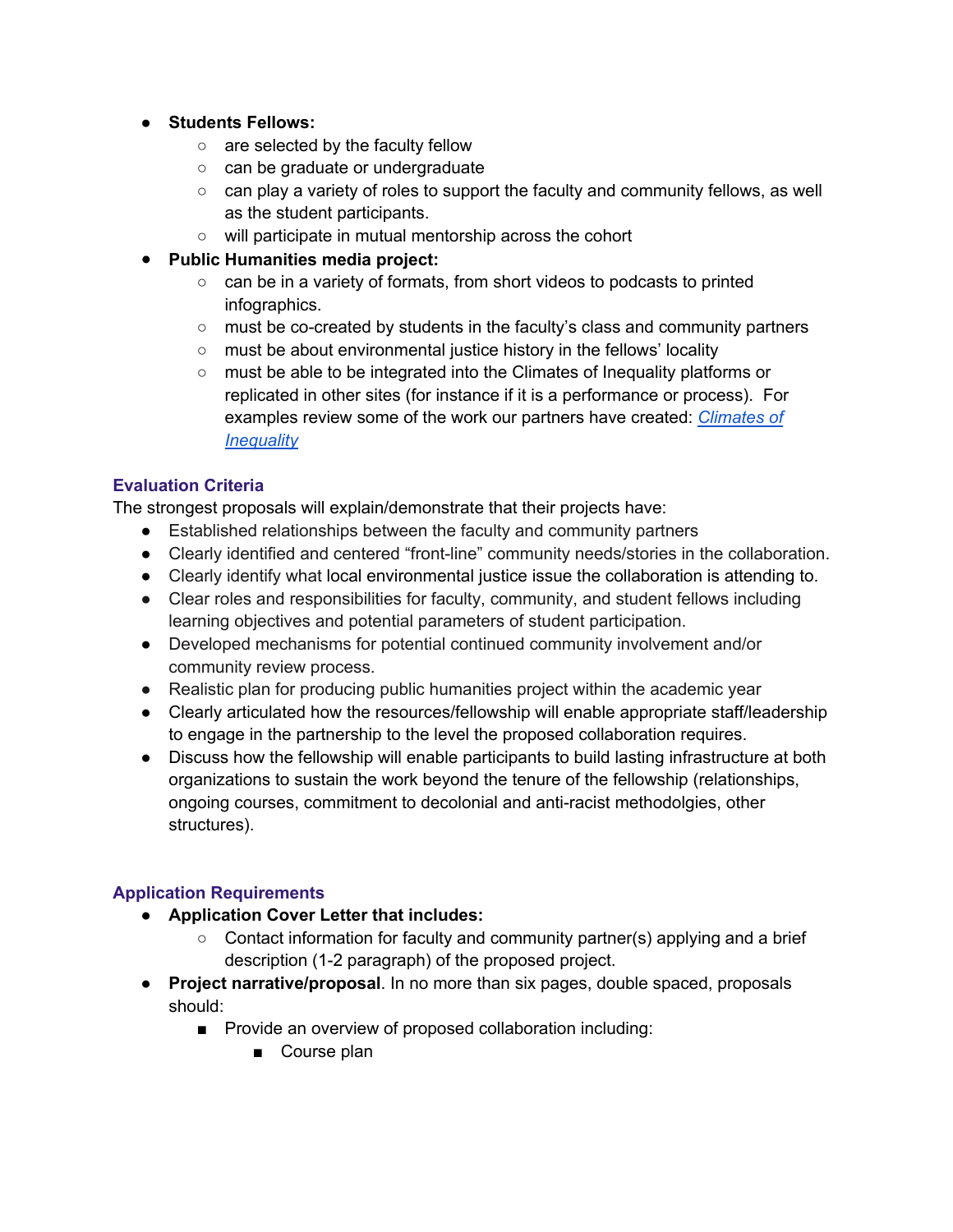- **Students Fellows:**
  - are selected by the faculty fellow
  - can be graduate or undergraduate
  - can play a variety of roles to support the faculty and community fellows, as well as the student participants.
  - will participate in mutual mentorship across the cohort
- **Public Humanities media project:**
  - can be in a variety of formats, from short videos to podcasts to printed infographics.
  - must be co-created by students in the faculty's class and community partners
  - must be about environmental justice history in the fellows' locality
  - must be able to be integrated into the Climates of Inequality platforms or replicated in other sites (for instance if it is a performance or process). For examples review some of the work our partners have created: *Climates of Inequality*

### Evaluation Criteria

The strongest proposals will explain/demonstrate that their projects have:

- Established relationships between the faculty and community partners
- Clearly identified and centered "front-line" community needs/stories in the collaboration.
- Clearly identify what local environmental justice issue the collaboration is attending to.
- Clear roles and responsibilities for faculty, community, and student fellows including learning objectives and potential parameters of student participation.
- Developed mechanisms for potential continued community involvement and/or community review process.
- Realistic plan for producing public humanities project within the academic year
- Clearly articulated how the resources/fellowship will enable appropriate staff/leadership to engage in the partnership to the level the proposed collaboration requires.
- Discuss how the fellowship will enable participants to build lasting infrastructure at both organizations to sustain the work beyond the tenure of the fellowship (relationships, ongoing courses, commitment to decolonial and anti-racist methodolgies, other structures).

### Application Requirements

- **Application Cover Letter that includes:**
  - Contact information for faculty and community partner(s) applying and a brief description (1-2 paragraph) of the proposed project.
- **Project narrative/proposal**. In no more than six pages, double spaced, proposals should:
  - Provide an overview of proposed collaboration including:
    - Course plan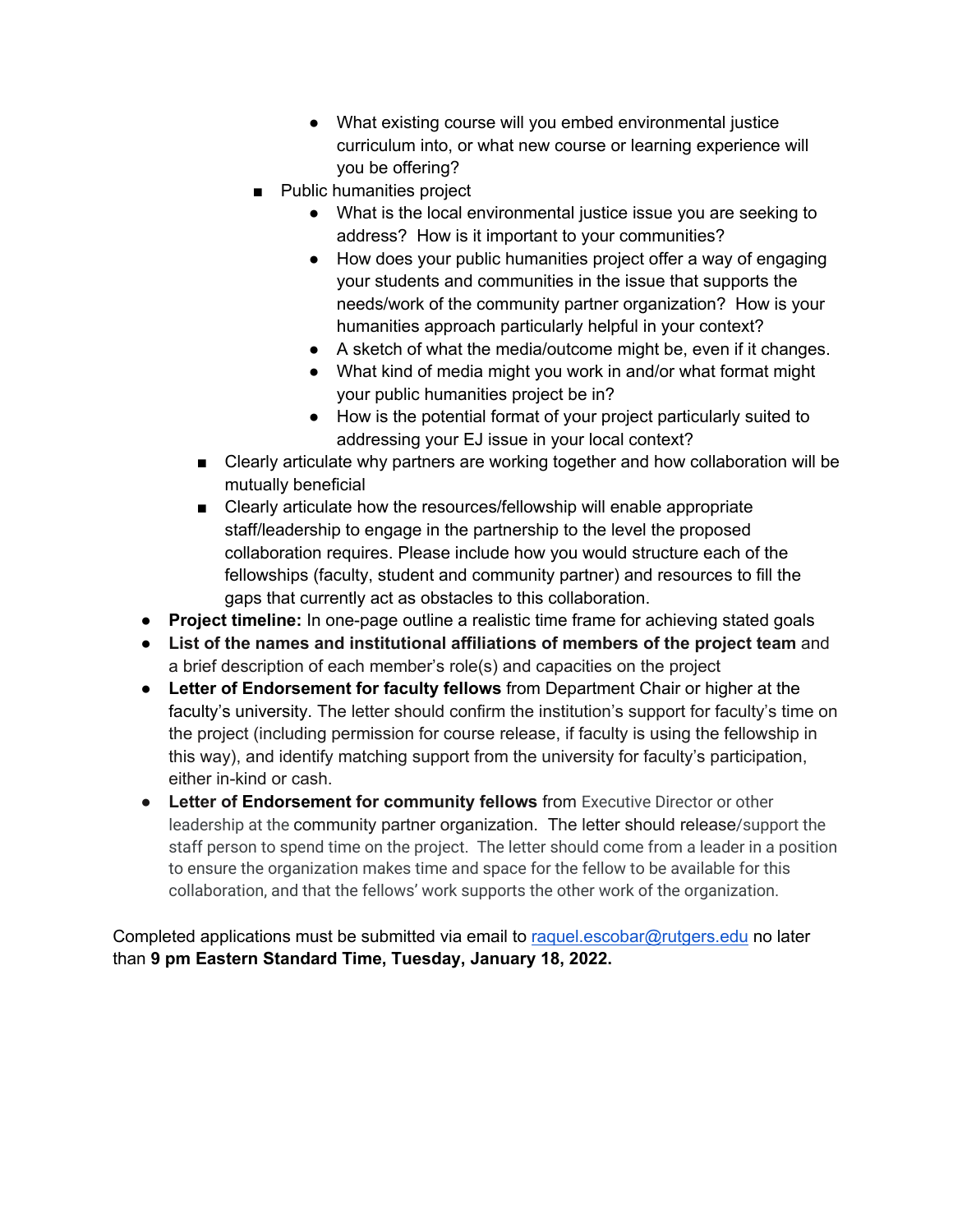- What existing course will you embed environmental justice curriculum into, or what new course or learning experience will you be offering?
        - Public humanities project
            - What is the local environmental justice issue you are seeking to address? How is it important to your communities?
            - How does your public humanities project offer a way of engaging your students and communities in the issue that supports the needs/work of the community partner organization? How is your humanities approach particularly helpful in your context?
            - A sketch of what the media/outcome might be, even if it changes.
            - What kind of media might you work in and/or what format might your public humanities project be in?
            - How is the potential format of your project particularly suited to addressing your EJ issue in your local context?
    - Clearly articulate why partners are working together and how collaboration will be mutually beneficial
    - Clearly articulate how the resources/fellowship will enable appropriate staff/leadership to engage in the partnership to the level the proposed collaboration requires. Please include how you would structure each of the fellowships (faculty, student and community partner) and resources to fill the gaps that currently act as obstacles to this collaboration.
- **Project timeline:** In one-page outline a realistic time frame for achieving stated goals
- **List of the names and institutional affiliations of members of the project team** and a brief description of each member's role(s) and capacities on the project
- **Letter of Endorsement for faculty fellows** from Department Chair or higher at the faculty's university. The letter should confirm the institution's support for faculty's time on the project (including permission for course release, if faculty is using the fellowship in this way), and identify matching support from the university for faculty's participation, either in-kind or cash.
- **Letter of Endorsement for community fellows** from Executive Director or other leadership at the community partner organization. The letter should release/support the staff person to spend time on the project. The letter should come from a leader in a position to ensure the organization makes time and space for the fellow to be available for this collaboration, and that the fellows' work supports the other work of the organization.

Completed applications must be submitted via email to raquel.escobar@rutgers.edu no later than **9 pm Eastern Standard Time, Tuesday, January 18, 2022.**